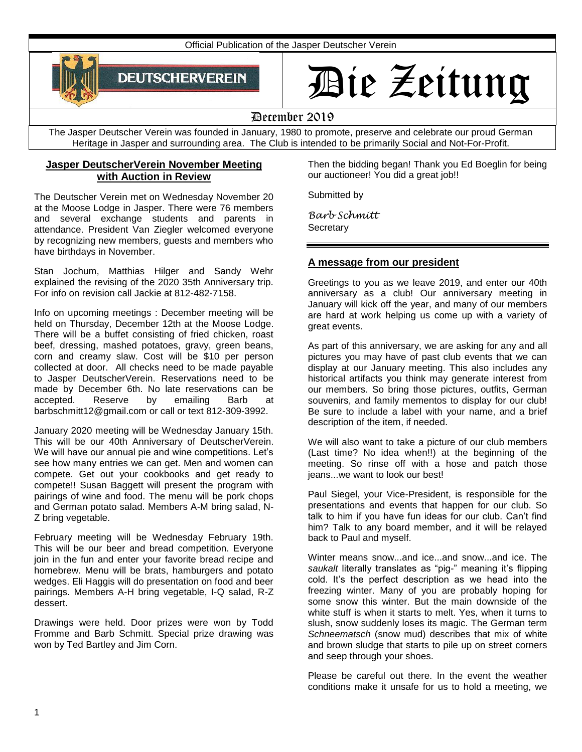Official Publication of the Jasper Deutscher Verein

DEUTSCHERVEREIN

# Die Zeitung

December 2019

The Jasper Deutscher Verein was founded in January, 1980 to promote, preserve and celebrate our proud German Heritage in Jasper and surrounding area. The Club is intended to be primarily Social and Not-For-Profit.

## Jasper DeutscherVerein November Meeting with Auction in Review

The Deutscher Verein met on Wednesday November 20 at the Moose Lodge in Jasper. There were 76 members and several exchange students and parents in attendance. President Van Ziegler welcomed everyone by recognizing new members, guests and members who have birthdays in November.

Stan Jochum, Matthias Hilger and Sandy Wehr explained the revising of the 2020 35th Anniversary trip. For info on revision call Jackie at 812-482-7158.

Info on upcoming meetings : December meeting will be held on Thursday, December 12th at the Moose Lodge. There will be a buffet consisting of fried chicken, roast beef, dressing, mashed potatoes, gravy, green beans, corn and creamy slaw. Cost will be $10 per person collected at door. All checks need to be made payable to Jasper DeutscherVerein. Reservations need to be made by December 6th. No late reservations can be accepted. Reserve by emailing Barb at barbschmitt12@gmail.com or call or text 812-309-3992.

January 2020 meeting will be Wednesday January 15th. This will be our 40th Anniversary of DeutscherVerein. We will have our annual pie and wine competitions. Let's see how many entries we can get. Men and women can compete. Get out your cookbooks and get ready to compete!! Susan Baggett will present the program with pairings of wine and food. The menu will be pork chops and German potato salad. Members A-M bring salad, N-Z bring vegetable.

February meeting will be Wednesday February 19th. This will be our beer and bread competition. Everyone join in the fun and enter your favorite bread recipe and homebrew. Menu will be brats, hamburgers and potato wedges. Eli Haggis will do presentation on food and beer pairings. Members A-H bring vegetable, I-Q salad, R-Z dessert.

Drawings were held. Door prizes were won by Todd Fromme and Barb Schmitt. Special prize drawing was won by Ted Bartley and Jim Corn.

Then the bidding began! Thank you Ed Boeglin for being our auctioneer! You did a great job!!

Submitted by

*Barb Schmitt*
Secretary

---

## A message from our president

Greetings to you as we leave 2019, and enter our 40th anniversary as a club! Our anniversary meeting in January will kick off the year, and many of our members are hard at work helping us come up with a variety of great events.

As part of this anniversary, we are asking for any and all pictures you may have of past club events that we can display at our January meeting. This also includes any historical artifacts you think may generate interest from our members. So bring those pictures, outfits, German souvenirs, and family mementos to display for our club! Be sure to include a label with your name, and a brief description of the item, if needed.

We will also want to take a picture of our club members (Last time? No idea when!!) at the beginning of the meeting. So rinse off with a hose and patch those jeans...we want to look our best!

Paul Siegel, your Vice-President, is responsible for the presentations and events that happen for our club. So talk to him if you have fun ideas for our club. Can't find him? Talk to any board member, and it will be relayed back to Paul and myself.

Winter means snow...and ice...and snow...and ice. The *saukalt* literally translates as "pig-" meaning it's flipping cold. It's the perfect description as we head into the freezing winter. Many of you are probably hoping for some snow this winter. But the main downside of the white stuff is when it starts to melt. Yes, when it turns to slush, snow suddenly loses its magic. The German term *Schneematsch* (snow mud) describes that mix of white and brown sludge that starts to pile up on street corners and seep through your shoes.

Please be careful out there. In the event the weather conditions make it unsafe for us to hold a meeting, we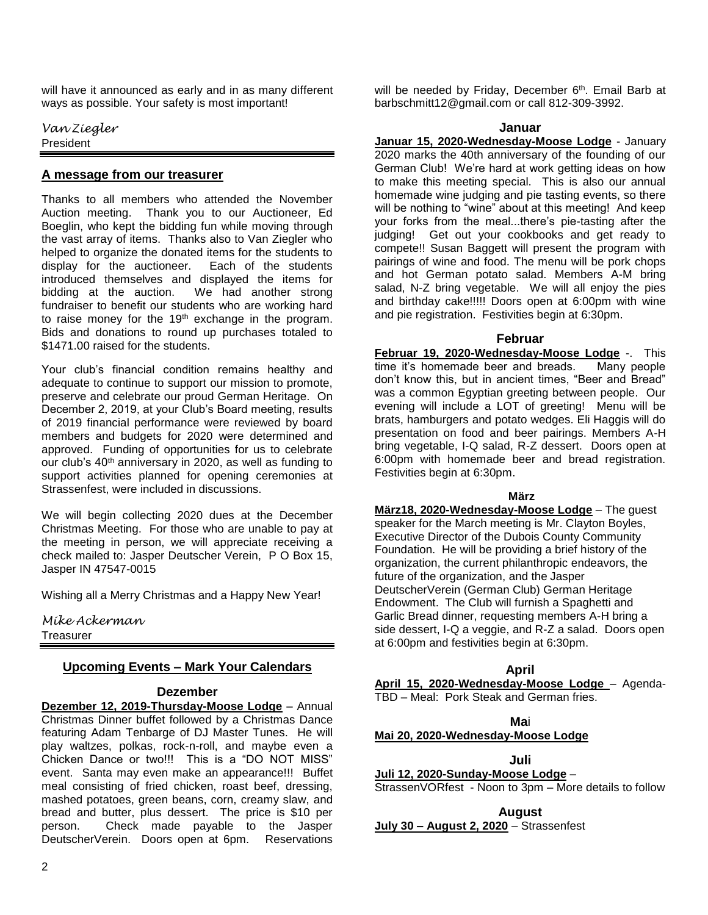will have it announced as early and in as many different ways as possible. Your safety is most important!

*Van Ziegler*
President

## A message from our treasurer

Thanks to all members who attended the November Auction meeting. Thank you to our Auctioneer, Ed Boeglin, who kept the bidding fun while moving through the vast array of items. Thanks also to Van Ziegler who helped to organize the donated items for the students to display for the auctioneer. Each of the students introduced themselves and displayed the items for bidding at the auction. We had another strong fundraiser to benefit our students who are working hard to raise money for the 19th exchange in the program. Bids and donations to round up purchases totaled to $1471.00 raised for the students.

Your club's financial condition remains healthy and adequate to continue to support our mission to promote, preserve and celebrate our proud German Heritage. On December 2, 2019, at your Club's Board meeting, results of 2019 financial performance were reviewed by board members and budgets for 2020 were determined and approved. Funding of opportunities for us to celebrate our club's 40th anniversary in 2020, as well as funding to support activities planned for opening ceremonies at Strassenfest, were included in discussions.

We will begin collecting 2020 dues at the December Christmas Meeting. For those who are unable to pay at the meeting in person, we will appreciate receiving a check mailed to: Jasper Deutscher Verein, P O Box 15, Jasper IN 47547-0015

Wishing all a Merry Christmas and a Happy New Year!

*Mike Ackerman*
Treasurer

## Upcoming Events – Mark Your Calendars

### Dezember

**Dezember 12, 2019-Thursday-Moose Lodge** – Annual Christmas Dinner buffet followed by a Christmas Dance featuring Adam Tenbarge of DJ Master Tunes. He will play waltzes, polkas, rock-n-roll, and maybe even a Chicken Dance or two!!! This is a "DO NOT MISS" event. Santa may even make an appearance!!! Buffet meal consisting of fried chicken, roast beef, dressing, mashed potatoes, green beans, corn, creamy slaw, and bread and butter, plus dessert. The price is $10 per person. Check made payable to the Jasper DeutscherVerein. Doors open at 6pm. Reservations will be needed by Friday, December 6th. Email Barb at barbschmitt12@gmail.com or call 812-309-3992.

### Januar

**Januar 15, 2020-Wednesday-Moose Lodge** - January 2020 marks the 40th anniversary of the founding of our German Club! We're hard at work getting ideas on how to make this meeting special. This is also our annual homemade wine judging and pie tasting events, so there will be nothing to "wine" about at this meeting! And keep your forks from the meal...there's pie-tasting after the judging! Get out your cookbooks and get ready to compete!! Susan Baggett will present the program with pairings of wine and food. The menu will be pork chops and hot German potato salad. Members A-M bring salad, N-Z bring vegetable. We will all enjoy the pies and birthday cake!!!!! Doors open at 6:00pm with wine and pie registration. Festivities begin at 6:30pm.

### Februar

**Februar 19, 2020-Wednesday-Moose Lodge** -. This time it's homemade beer and breads. Many people don't know this, but in ancient times, "Beer and Bread" was a common Egyptian greeting between people. Our evening will include a LOT of greeting! Menu will be brats, hamburgers and potato wedges. Eli Haggis will do presentation on food and beer pairings. Members A-H bring vegetable, I-Q salad, R-Z dessert. Doors open at 6:00pm with homemade beer and bread registration. Festivities begin at 6:30pm.

### März

**März18, 2020-Wednesday-Moose Lodge** – The guest speaker for the March meeting is Mr. Clayton Boyles, Executive Director of the Dubois County Community Foundation. He will be providing a brief history of the organization, the current philanthropic endeavors, the future of the organization, and the Jasper DeutscherVerein (German Club) German Heritage Endowment. The Club will furnish a Spaghetti and Garlic Bread dinner, requesting members A-H bring a side dessert, I-Q a veggie, and R-Z a salad. Doors open at 6:00pm and festivities begin at 6:30pm.

### April

**April 15, 2020-Wednesday-Moose Lodge** – Agenda-TBD – Meal: Pork Steak and German fries.

### Mai

**Mai 20, 2020-Wednesday-Moose Lodge**

### Juli

**Juli 12, 2020-Sunday-Moose Lodge** – StrassenVORfest - Noon to 3pm – More details to follow

### August

**July 30 – August 2, 2020** – Strassenfest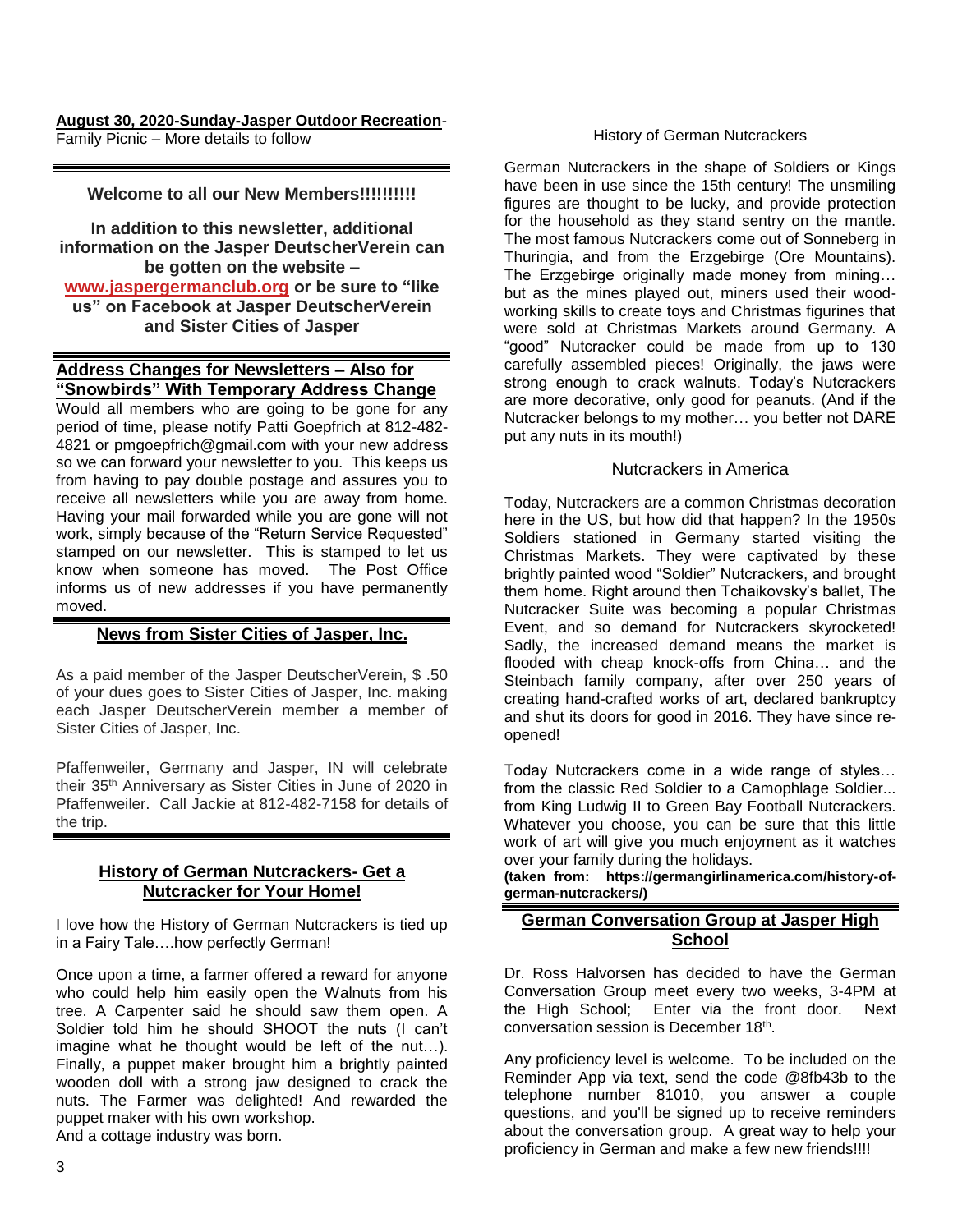**August 30, 2020-Sunday-Jasper Outdoor Recreation**-Family Picnic – More details to follow

---

**Welcome to all our New Members!!!!!!!!!!**

**In addition to this newsletter, additional information on the Jasper DeutscherVerein can be gotten on the website – [www.jaspergermanclub.org](http://www.jaspergermanclub.org) or be sure to "like us" on Facebook at Jasper DeutscherVerein and Sister Cities of Jasper**

---

## Address Changes for Newsletters – Also for "Snowbirds" With Temporary Address Change

Would all members who are going to be gone for any period of time, please notify Patti Goepfrich at 812-482-4821 or pmgoepfrich@gmail.com with your new address so we can forward your newsletter to you. This keeps us from having to pay double postage and assures you to receive all newsletters while you are away from home. Having your mail forwarded while you are gone will not work, simply because of the "Return Service Requested" stamped on our newsletter. This is stamped to let us know when someone has moved. The Post Office informs us of new addresses if you have permanently moved.

---

## News from Sister Cities of Jasper, Inc.

As a paid member of the Jasper DeutscherVerein, $ .50 of your dues goes to Sister Cities of Jasper, Inc. making each Jasper DeutscherVerein member a member of Sister Cities of Jasper, Inc.

Pfaffenweiler, Germany and Jasper, IN will celebrate their 35th Anniversary as Sister Cities in June of 2020 in Pfaffenweiler. Call Jackie at 812-482-7158 for details of the trip.

---

## History of German Nutcrackers- Get a Nutcracker for Your Home!

I love how the History of German Nutcrackers is tied up in a Fairy Tale….how perfectly German!

Once upon a time, a farmer offered a reward for anyone who could help him easily open the Walnuts from his tree. A Carpenter said he should saw them open. A Soldier told him he should SHOOT the nuts (I can't imagine what he thought would be left of the nut…). Finally, a puppet maker brought him a brightly painted wooden doll with a strong jaw designed to crack the nuts. The Farmer was delighted! And rewarded the puppet maker with his own workshop.
And a cottage industry was born.

### History of German Nutcrackers

German Nutcrackers in the shape of Soldiers or Kings have been in use since the 15th century! The unsmiling figures are thought to be lucky, and provide protection for the household as they stand sentry on the mantle. The most famous Nutcrackers come out of Sonneberg in Thuringia, and from the Erzgebirge (Ore Mountains). The Erzgebirge originally made money from mining… but as the mines played out, miners used their wood-working skills to create toys and Christmas figurines that were sold at Christmas Markets around Germany. A "good" Nutcracker could be made from up to 130 carefully assembled pieces! Originally, the jaws were strong enough to crack walnuts. Today's Nutcrackers are more decorative, only good for peanuts. (And if the Nutcracker belongs to my mother… you better not DARE put any nuts in its mouth!)

### Nutcrackers in America

Today, Nutcrackers are a common Christmas decoration here in the US, but how did that happen? In the 1950s Soldiers stationed in Germany started visiting the Christmas Markets. They were captivated by these brightly painted wood "Soldier" Nutcrackers, and brought them home. Right around then Tchaikovsky's ballet, The Nutcracker Suite was becoming a popular Christmas Event, and so demand for Nutcrackers skyrocketed! Sadly, the increased demand means the market is flooded with cheap knock-offs from China… and the Steinbach family company, after over 250 years of creating hand-crafted works of art, declared bankruptcy and shut its doors for good in 2016. They have since re-opened!

Today Nutcrackers come in a wide range of styles… from the classic Red Soldier to a Camophlage Soldier... from King Ludwig II to Green Bay Football Nutcrackers. Whatever you choose, you can be sure that this little work of art will give you much enjoyment as it watches over your family during the holidays.
**(taken from: https://germangirlinamerica.com/history-of-german-nutcrackers/)**

---

## German Conversation Group at Jasper High School

Dr. Ross Halvorsen has decided to have the German Conversation Group meet every two weeks, 3-4PM at the High School; Enter via the front door. Next conversation session is December 18th.

Any proficiency level is welcome. To be included on the Reminder App via text, send the code @8fb43b to the telephone number 81010, you answer a couple questions, and you'll be signed up to receive reminders about the conversation group. A great way to help your proficiency in German and make a few new friends!!!!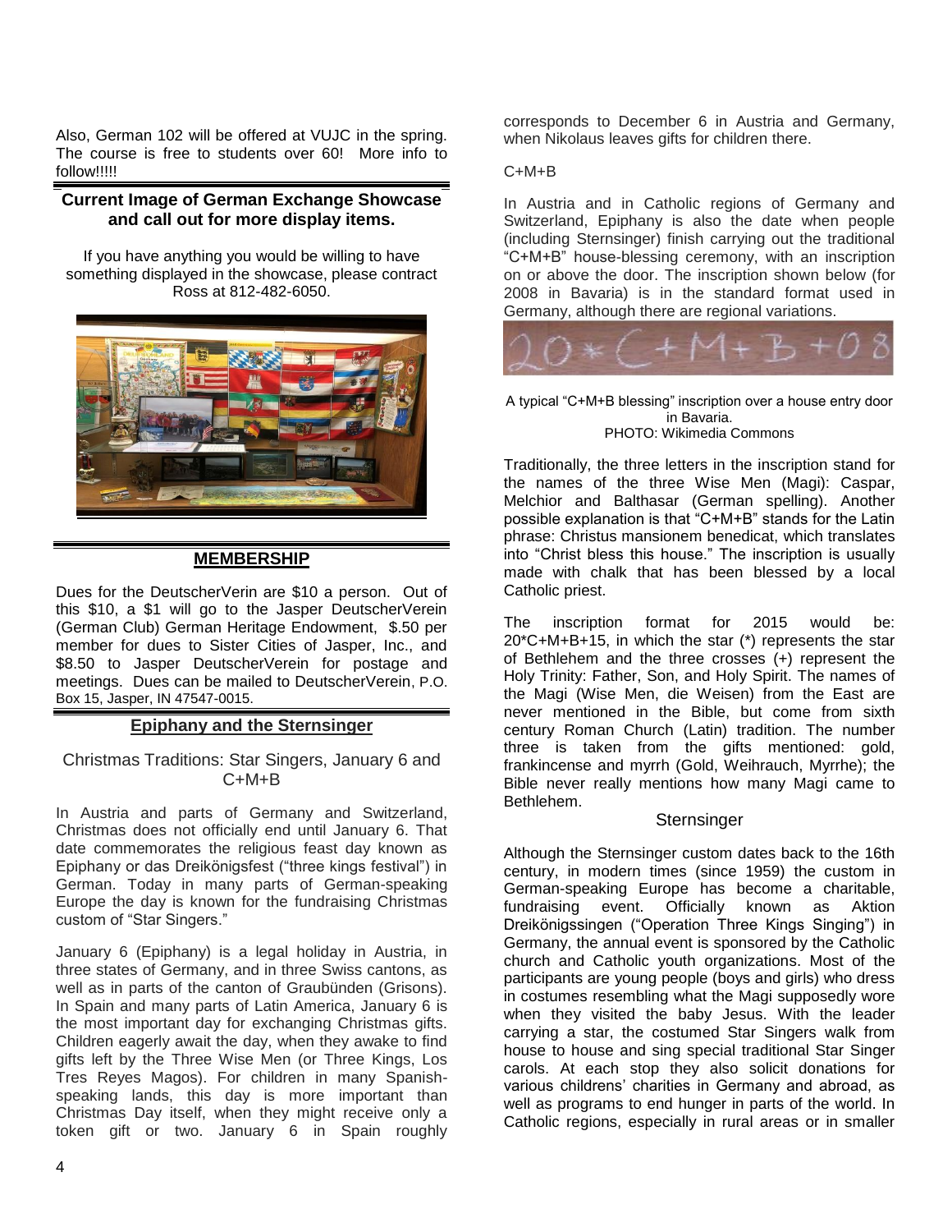Also, German 102 will be offered at VUJC in the spring. The course is free to students over 60! More info to follow!!!!!

**Current Image of German Exchange Showcase and call out for more display items.**

If you have anything you would be willing to have something displayed in the showcase, please contract Ross at 812-482-6050.

## MEMBERSHIP

Dues for the DeutscherVerin are $10 a person. Out of this $10, a $1 will go to the Jasper DeutscherVerein (German Club) German Heritage Endowment, $.50 per member for dues to Sister Cities of Jasper, Inc., and $8.50 to Jasper DeutscherVerein for postage and meetings. Dues can be mailed to DeutscherVerein, P.O. Box 15, Jasper, IN 47547-0015.

## Epiphany and the Sternsinger

### Christmas Traditions: Star Singers, January 6 and C+M+B

In Austria and parts of Germany and Switzerland, Christmas does not officially end until January 6. That date commemorates the religious feast day known as Epiphany or das Dreikönigsfest ("three kings festival") in German. Today in many parts of German-speaking Europe the day is known for the fundraising Christmas custom of "Star Singers."

January 6 (Epiphany) is a legal holiday in Austria, in three states of Germany, and in three Swiss cantons, as well as in parts of the canton of Graubünden (Grisons). In Spain and many parts of Latin America, January 6 is the most important day for exchanging Christmas gifts. Children eagerly await the day, when they awake to find gifts left by the Three Wise Men (or Three Kings, Los Tres Reyes Magos). For children in many Spanish-speaking lands, this day is more important than Christmas Day itself, when they might receive only a token gift or two. January 6 in Spain roughly corresponds to December 6 in Austria and Germany, when Nikolaus leaves gifts for children there.

C+M+B

In Austria and in Catholic regions of Germany and Switzerland, Epiphany is also the date when people (including Sternsinger) finish carrying out the traditional "C+M+B" house-blessing ceremony, with an inscription on or above the door. The inscription shown below (for 2008 in Bavaria) is in the standard format used in Germany, although there are regional variations.

A typical "C+M+B blessing" inscription over a house entry door in Bavaria.
PHOTO: Wikimedia Commons

Traditionally, the three letters in the inscription stand for the names of the three Wise Men (Magi): Caspar, Melchior and Balthasar (German spelling). Another possible explanation is that "C+M+B" stands for the Latin phrase: Christus mansionem benedicat, which translates into "Christ bless this house." The inscription is usually made with chalk that has been blessed by a local Catholic priest.

The inscription format for 2015 would be: 20*C+M+B+15, in which the star (*) represents the star of Bethlehem and the three crosses (+) represent the Holy Trinity: Father, Son, and Holy Spirit. The names of the Magi (Wise Men, die Weisen) from the East are never mentioned in the Bible, but come from sixth century Roman Church (Latin) tradition. The number three is taken from the gifts mentioned: gold, frankincense and myrrh (Gold, Weihrauch, Myrrhe); the Bible never really mentions how many Magi came to Bethlehem.

### Sternsinger

Although the Sternsinger custom dates back to the 16th century, in modern times (since 1959) the custom in German-speaking Europe has become a charitable, fundraising event. Officially known as Aktion Dreikönigssingen ("Operation Three Kings Singing") in Germany, the annual event is sponsored by the Catholic church and Catholic youth organizations. Most of the participants are young people (boys and girls) who dress in costumes resembling what the Magi supposedly wore when they visited the baby Jesus. With the leader carrying a star, the costumed Star Singers walk from house to house and sing special traditional Star Singer carols. At each stop they also solicit donations for various childrens' charities in Germany and abroad, as well as programs to end hunger in parts of the world. In Catholic regions, especially in rural areas or in smaller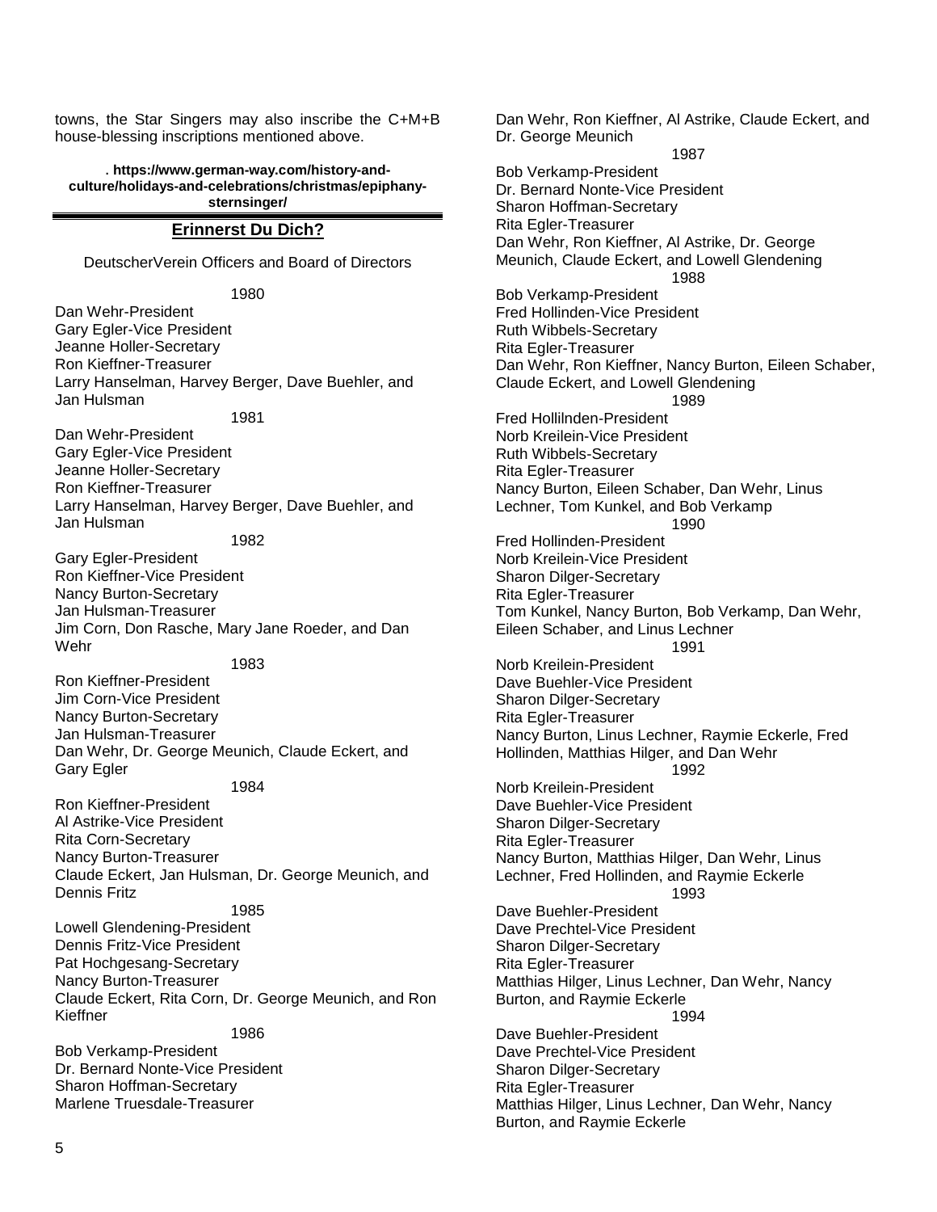towns, the Star Singers may also inscribe the C+M+B house-blessing inscriptions mentioned above.

**. https://www.german-way.com/history-and-culture/holidays-and-celebrations/christmas/epiphany-sternsinger/**

## Erinnerst Du Dich?

DeutscherVerein Officers and Board of Directors

1980

Dan Wehr-President
Gary Egler-Vice President
Jeanne Holler-Secretary
Ron Kieffner-Treasurer
Larry Hanselman, Harvey Berger, Dave Buehler, and Jan Hulsman

1981

Dan Wehr-President
Gary Egler-Vice President
Jeanne Holler-Secretary
Ron Kieffner-Treasurer
Larry Hanselman, Harvey Berger, Dave Buehler, and Jan Hulsman

1982

Gary Egler-President
Ron Kieffner-Vice President
Nancy Burton-Secretary
Jan Hulsman-Treasurer
Jim Corn, Don Rasche, Mary Jane Roeder, and Dan Wehr

1983

Ron Kieffner-President
Jim Corn-Vice President
Nancy Burton-Secretary
Jan Hulsman-Treasurer
Dan Wehr, Dr. George Meunich, Claude Eckert, and Gary Egler

1984

Ron Kieffner-President
Al Astrike-Vice President
Rita Corn-Secretary
Nancy Burton-Treasurer
Claude Eckert, Jan Hulsman, Dr. George Meunich, and Dennis Fritz

1985

Lowell Glendening-President
Dennis Fritz-Vice President
Pat Hochgesang-Secretary
Nancy Burton-Treasurer
Claude Eckert, Rita Corn, Dr. George Meunich, and Ron Kieffner

1986

Bob Verkamp-President
Dr. Bernard Nonte-Vice President
Sharon Hoffman-Secretary
Marlene Truesdale-Treasurer
Dan Wehr, Ron Kieffner, Al Astrike, Claude Eckert, and Dr. George Meunich

1987

Bob Verkamp-President
Dr. Bernard Nonte-Vice President
Sharon Hoffman-Secretary
Rita Egler-Treasurer
Dan Wehr, Ron Kieffner, Al Astrike, Dr. George Meunich, Claude Eckert, and Lowell Glendening

1988

Bob Verkamp-President
Fred Hollinden-Vice President
Ruth Wibbels-Secretary
Rita Egler-Treasurer
Dan Wehr, Ron Kieffner, Nancy Burton, Eileen Schaber, Claude Eckert, and Lowell Glendening

1989

Fred Hollilnden-President
Norb Kreilein-Vice President
Ruth Wibbels-Secretary
Rita Egler-Treasurer
Nancy Burton, Eileen Schaber, Dan Wehr, Linus Lechner, Tom Kunkel, and Bob Verkamp

1990

Fred Hollinden-President
Norb Kreilein-Vice President
Sharon Dilger-Secretary
Rita Egler-Treasurer
Tom Kunkel, Nancy Burton, Bob Verkamp, Dan Wehr, Eileen Schaber, and Linus Lechner

1991

Norb Kreilein-President
Dave Buehler-Vice President
Sharon Dilger-Secretary
Rita Egler-Treasurer
Nancy Burton, Linus Lechner, Raymie Eckerle, Fred Hollinden, Matthias Hilger, and Dan Wehr

1992

Norb Kreilein-President
Dave Buehler-Vice President
Sharon Dilger-Secretary
Rita Egler-Treasurer
Nancy Burton, Matthias Hilger, Dan Wehr, Linus Lechner, Fred Hollinden, and Raymie Eckerle

1993

Dave Buehler-President
Dave Prechtel-Vice President
Sharon Dilger-Secretary
Rita Egler-Treasurer
Matthias Hilger, Linus Lechner, Dan Wehr, Nancy Burton, and Raymie Eckerle

1994

Dave Buehler-President
Dave Prechtel-Vice President
Sharon Dilger-Secretary
Rita Egler-Treasurer
Matthias Hilger, Linus Lechner, Dan Wehr, Nancy Burton, and Raymie Eckerle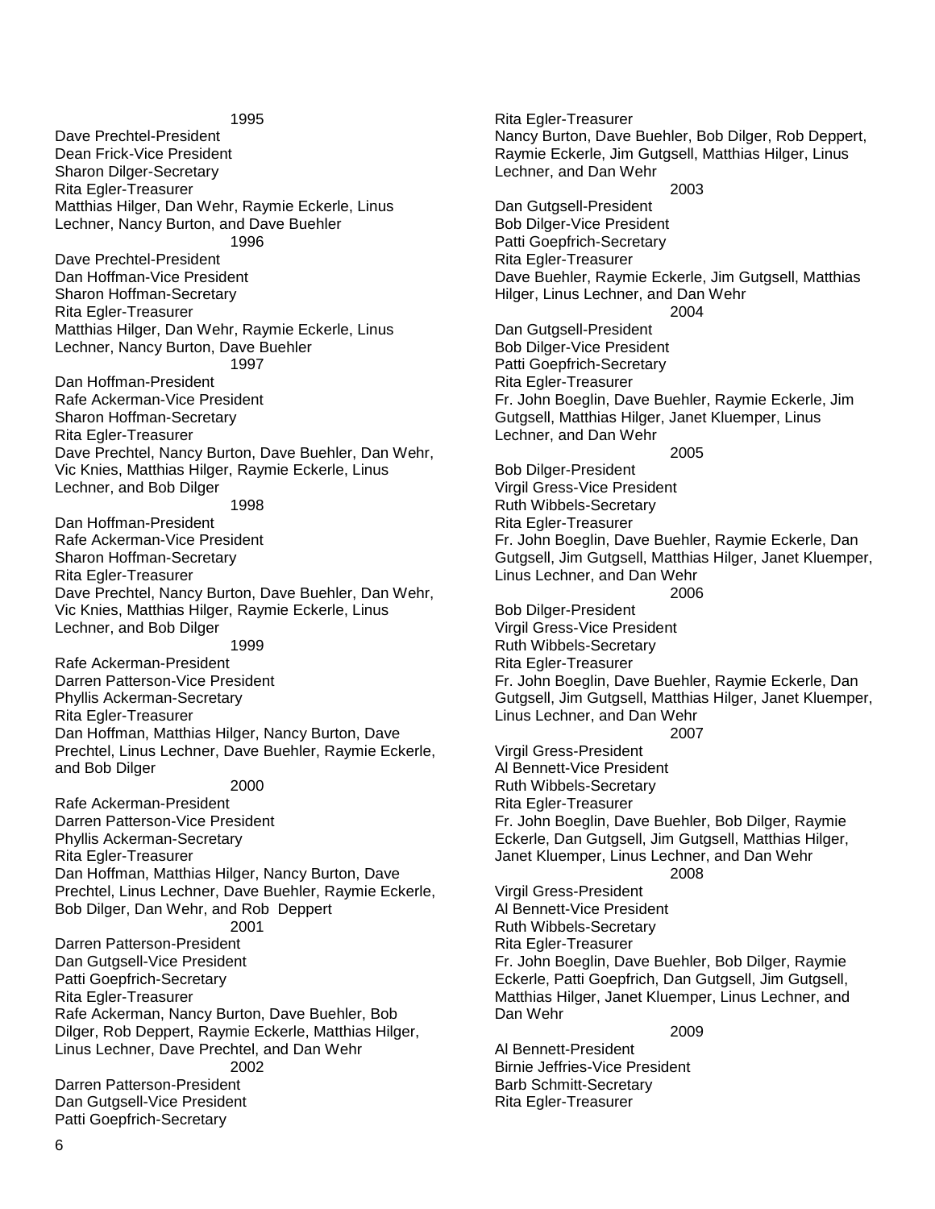1995

Dave Prechtel-President
Dean Frick-Vice President
Sharon Dilger-Secretary
Rita Egler-Treasurer
Matthias Hilger, Dan Wehr, Raymie Eckerle, Linus Lechner, Nancy Burton, and Dave Buehler

1996

Dave Prechtel-President
Dan Hoffman-Vice President
Sharon Hoffman-Secretary
Rita Egler-Treasurer
Matthias Hilger, Dan Wehr, Raymie Eckerle, Linus Lechner, Nancy Burton, Dave Buehler

1997

Dan Hoffman-President
Rafe Ackerman-Vice President
Sharon Hoffman-Secretary
Rita Egler-Treasurer
Dave Prechtel, Nancy Burton, Dave Buehler, Dan Wehr, Vic Knies, Matthias Hilger, Raymie Eckerle, Linus Lechner, and Bob Dilger

1998

Dan Hoffman-President
Rafe Ackerman-Vice President
Sharon Hoffman-Secretary
Rita Egler-Treasurer
Dave Prechtel, Nancy Burton, Dave Buehler, Dan Wehr, Vic Knies, Matthias Hilger, Raymie Eckerle, Linus Lechner, and Bob Dilger

1999

Rafe Ackerman-President
Darren Patterson-Vice President
Phyllis Ackerman-Secretary
Rita Egler-Treasurer
Dan Hoffman, Matthias Hilger, Nancy Burton, Dave Prechtel, Linus Lechner, Dave Buehler, Raymie Eckerle, and Bob Dilger

2000

Rafe Ackerman-President
Darren Patterson-Vice President
Phyllis Ackerman-Secretary
Rita Egler-Treasurer
Dan Hoffman, Matthias Hilger, Nancy Burton, Dave Prechtel, Linus Lechner, Dave Buehler, Raymie Eckerle, Bob Dilger, Dan Wehr, and Rob Deppert

2001

Darren Patterson-President
Dan Gutgsell-Vice President
Patti Goepfrich-Secretary
Rita Egler-Treasurer
Rafe Ackerman, Nancy Burton, Dave Buehler, Bob Dilger, Rob Deppert, Raymie Eckerle, Matthias Hilger, Linus Lechner, Dave Prechtel, and Dan Wehr

2002

Darren Patterson-President
Dan Gutgsell-Vice President
Patti Goepfrich-Secretary
Rita Egler-Treasurer
Nancy Burton, Dave Buehler, Bob Dilger, Rob Deppert, Raymie Eckerle, Jim Gutgsell, Matthias Hilger, Linus Lechner, and Dan Wehr

2003

Dan Gutgsell-President
Bob Dilger-Vice President
Patti Goepfrich-Secretary
Rita Egler-Treasurer
Dave Buehler, Raymie Eckerle, Jim Gutgsell, Matthias Hilger, Linus Lechner, and Dan Wehr

2004

Dan Gutgsell-President
Bob Dilger-Vice President
Patti Goepfrich-Secretary
Rita Egler-Treasurer
Fr. John Boeglin, Dave Buehler, Raymie Eckerle, Jim Gutgsell, Matthias Hilger, Janet Kluemper, Linus Lechner, and Dan Wehr

2005

Bob Dilger-President
Virgil Gress-Vice President
Ruth Wibbels-Secretary
Rita Egler-Treasurer
Fr. John Boeglin, Dave Buehler, Raymie Eckerle, Dan Gutgsell, Jim Gutgsell, Matthias Hilger, Janet Kluemper, Linus Lechner, and Dan Wehr

2006

Bob Dilger-President
Virgil Gress-Vice President
Ruth Wibbels-Secretary
Rita Egler-Treasurer
Fr. John Boeglin, Dave Buehler, Raymie Eckerle, Dan Gutgsell, Jim Gutgsell, Matthias Hilger, Janet Kluemper, Linus Lechner, and Dan Wehr

2007

Virgil Gress-President
Al Bennett-Vice President
Ruth Wibbels-Secretary
Rita Egler-Treasurer
Fr. John Boeglin, Dave Buehler, Bob Dilger, Raymie Eckerle, Dan Gutgsell, Jim Gutgsell, Matthias Hilger, Janet Kluemper, Linus Lechner, and Dan Wehr

2008

Virgil Gress-President
Al Bennett-Vice President
Ruth Wibbels-Secretary
Rita Egler-Treasurer
Fr. John Boeglin, Dave Buehler, Bob Dilger, Raymie Eckerle, Patti Goepfrich, Dan Gutgsell, Jim Gutgsell, Matthias Hilger, Janet Kluemper, Linus Lechner, and Dan Wehr

2009

Al Bennett-President
Birnie Jeffries-Vice President
Barb Schmitt-Secretary
Rita Egler-Treasurer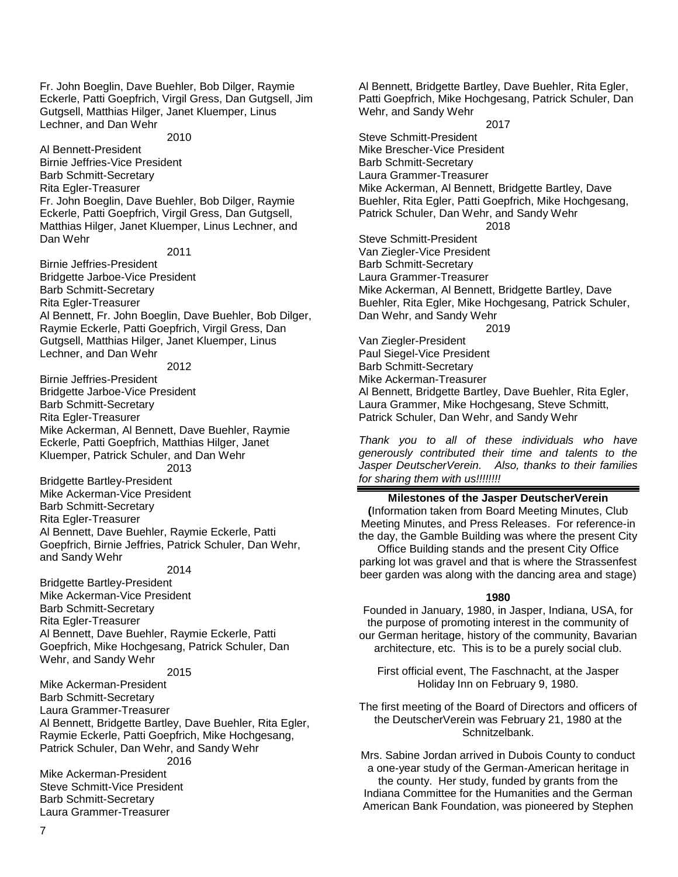Fr. John Boeglin, Dave Buehler, Bob Dilger, Raymie Eckerle, Patti Goepfrich, Virgil Gress, Dan Gutgsell, Jim Gutgsell, Matthias Hilger, Janet Kluemper, Linus Lechner, and Dan Wehr

2010

Al Bennett-President
Birnie Jeffries-Vice President
Barb Schmitt-Secretary
Rita Egler-Treasurer
Fr. John Boeglin, Dave Buehler, Bob Dilger, Raymie Eckerle, Patti Goepfrich, Virgil Gress, Dan Gutgsell, Matthias Hilger, Janet Kluemper, Linus Lechner, and Dan Wehr

2011

Birnie Jeffries-President
Bridgette Jarboe-Vice President
Barb Schmitt-Secretary
Rita Egler-Treasurer
Al Bennett, Fr. John Boeglin, Dave Buehler, Bob Dilger, Raymie Eckerle, Patti Goepfrich, Virgil Gress, Dan Gutgsell, Matthias Hilger, Janet Kluemper, Linus Lechner, and Dan Wehr

2012

Birnie Jeffries-President
Bridgette Jarboe-Vice President
Barb Schmitt-Secretary
Rita Egler-Treasurer
Mike Ackerman, Al Bennett, Dave Buehler, Raymie Eckerle, Patti Goepfrich, Matthias Hilger, Janet Kluemper, Patrick Schuler, and Dan Wehr

2013

Bridgette Bartley-President
Mike Ackerman-Vice President
Barb Schmitt-Secretary
Rita Egler-Treasurer
Al Bennett, Dave Buehler, Raymie Eckerle, Patti Goepfrich, Birnie Jeffries, Patrick Schuler, Dan Wehr, and Sandy Wehr

2014

Bridgette Bartley-President
Mike Ackerman-Vice President
Barb Schmitt-Secretary
Rita Egler-Treasurer
Al Bennett, Dave Buehler, Raymie Eckerle, Patti Goepfrich, Mike Hochgesang, Patrick Schuler, Dan Wehr, and Sandy Wehr

2015

Mike Ackerman-President
Barb Schmitt-Secretary
Laura Grammer-Treasurer
Al Bennett, Bridgette Bartley, Dave Buehler, Rita Egler, Raymie Eckerle, Patti Goepfrich, Mike Hochgesang, Patrick Schuler, Dan Wehr, and Sandy Wehr

2016

Mike Ackerman-President
Steve Schmitt-Vice President
Barb Schmitt-Secretary
Laura Grammer-Treasurer
Al Bennett, Bridgette Bartley, Dave Buehler, Rita Egler, Patti Goepfrich, Mike Hochgesang, Patrick Schuler, Dan Wehr, and Sandy Wehr

2017

Steve Schmitt-President
Mike Brescher-Vice President
Barb Schmitt-Secretary
Laura Grammer-Treasurer
Mike Ackerman, Al Bennett, Bridgette Bartley, Dave Buehler, Rita Egler, Patti Goepfrich, Mike Hochgesang, Patrick Schuler, Dan Wehr, and Sandy Wehr

2018

Steve Schmitt-President
Van Ziegler-Vice President
Barb Schmitt-Secretary
Laura Grammer-Treasurer
Mike Ackerman, Al Bennett, Bridgette Bartley, Dave Buehler, Rita Egler, Mike Hochgesang, Patrick Schuler, Dan Wehr, and Sandy Wehr

2019

Van Ziegler-President
Paul Siegel-Vice President
Barb Schmitt-Secretary
Mike Ackerman-Treasurer
Al Bennett, Bridgette Bartley, Dave Buehler, Rita Egler, Laura Grammer, Mike Hochgesang, Steve Schmitt, Patrick Schuler, Dan Wehr, and Sandy Wehr

*Thank you to all of these individuals who have generously contributed their time and talents to the Jasper DeutscherVerein. Also, thanks to their families for sharing them with us!!!!!!!!*

---

**Milestones of the Jasper DeutscherVerein**

**(**Information taken from Board Meeting Minutes, Club Meeting Minutes, and Press Releases. For reference-in the day, the Gamble Building was where the present City Office Building stands and the present City Office parking lot was gravel and that is where the Strassenfest beer garden was along with the dancing area and stage)

**1980**

Founded in January, 1980, in Jasper, Indiana, USA, for the purpose of promoting interest in the community of our German heritage, history of the community, Bavarian architecture, etc. This is to be a purely social club.

First official event, The Faschnacht, at the Jasper Holiday Inn on February 9, 1980.

The first meeting of the Board of Directors and officers of the DeutscherVerein was February 21, 1980 at the Schnitzelbank.

Mrs. Sabine Jordan arrived in Dubois County to conduct a one-year study of the German-American heritage in the county. Her study, funded by grants from the Indiana Committee for the Humanities and the German American Bank Foundation, was pioneered by Stephen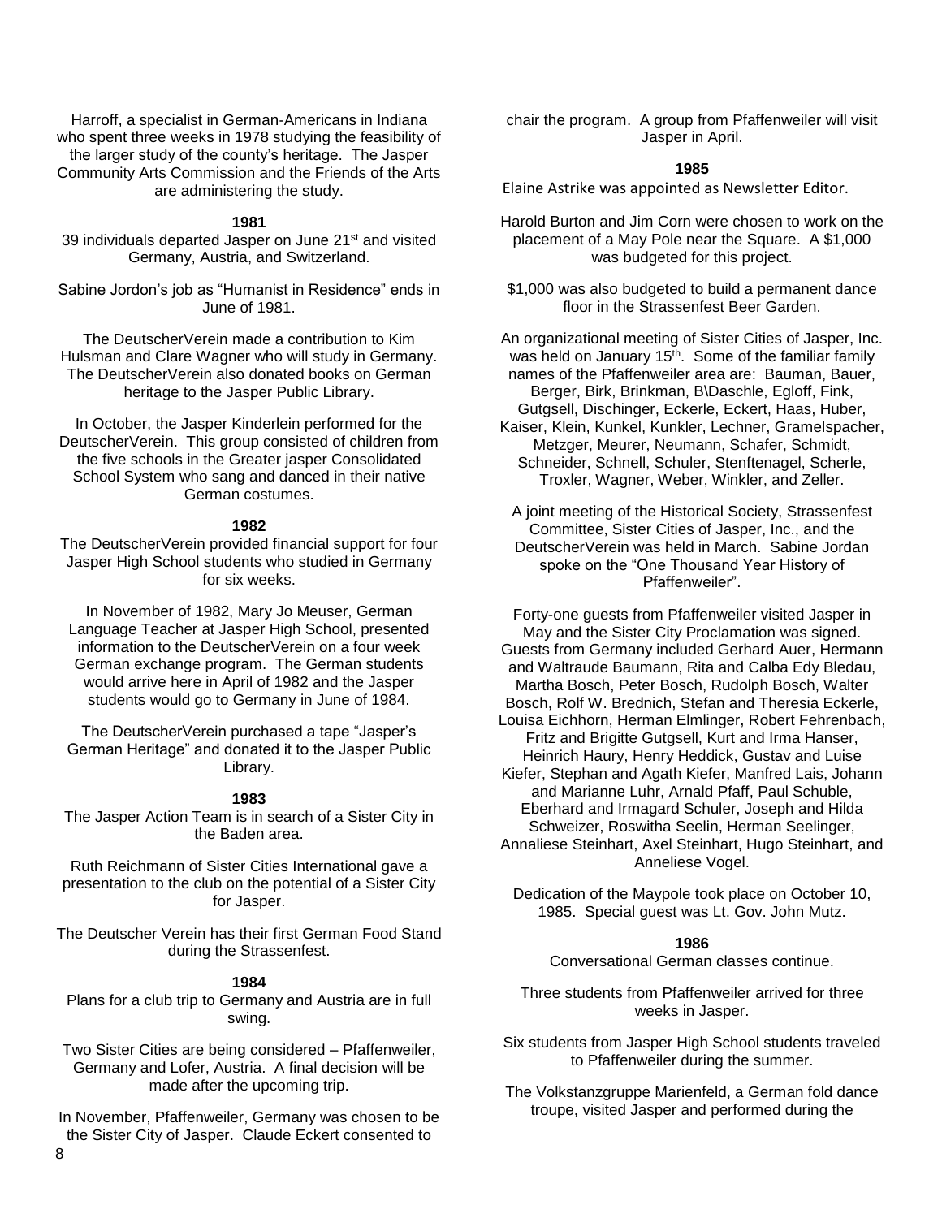Harroff, a specialist in German-Americans in Indiana who spent three weeks in 1978 studying the feasibility of the larger study of the county's heritage. The Jasper Community Arts Commission and the Friends of the Arts are administering the study.

**1981**

39 individuals departed Jasper on June 21st and visited Germany, Austria, and Switzerland.

Sabine Jordon's job as "Humanist in Residence" ends in June of 1981.

The DeutscherVerein made a contribution to Kim Hulsman and Clare Wagner who will study in Germany. The DeutscherVerein also donated books on German heritage to the Jasper Public Library.

In October, the Jasper Kinderlein performed for the DeutscherVerein. This group consisted of children from the five schools in the Greater jasper Consolidated School System who sang and danced in their native German costumes.

**1982**

The DeutscherVerein provided financial support for four Jasper High School students who studied in Germany for six weeks.

In November of 1982, Mary Jo Meuser, German Language Teacher at Jasper High School, presented information to the DeutscherVerein on a four week German exchange program. The German students would arrive here in April of 1982 and the Jasper students would go to Germany in June of 1984.

The DeutscherVerein purchased a tape "Jasper's German Heritage" and donated it to the Jasper Public Library.

**1983**

The Jasper Action Team is in search of a Sister City in the Baden area.

Ruth Reichmann of Sister Cities International gave a presentation to the club on the potential of a Sister City for Jasper.

The Deutscher Verein has their first German Food Stand during the Strassenfest.

**1984**

Plans for a club trip to Germany and Austria are in full swing.

Two Sister Cities are being considered – Pfaffenweiler, Germany and Lofer, Austria. A final decision will be made after the upcoming trip.

In November, Pfaffenweiler, Germany was chosen to be the Sister City of Jasper. Claude Eckert consented to chair the program. A group from Pfaffenweiler will visit Jasper in April.

**1985**

Elaine Astrike was appointed as Newsletter Editor.

Harold Burton and Jim Corn were chosen to work on the placement of a May Pole near the Square. A $1,000 was budgeted for this project.

$1,000 was also budgeted to build a permanent dance floor in the Strassenfest Beer Garden.

An organizational meeting of Sister Cities of Jasper, Inc. was held on January 15th. Some of the familiar family names of the Pfaffenweiler area are: Bauman, Bauer, Berger, Birk, Brinkman, B\Daschle, Egloff, Fink, Gutgsell, Dischinger, Eckerle, Eckert, Haas, Huber, Kaiser, Klein, Kunkel, Kunkler, Lechner, Gramelspacher, Metzger, Meurer, Neumann, Schafer, Schmidt, Schneider, Schnell, Schuler, Stenftenagel, Scherle, Troxler, Wagner, Weber, Winkler, and Zeller.

A joint meeting of the Historical Society, Strassenfest Committee, Sister Cities of Jasper, Inc., and the DeutscherVerein was held in March. Sabine Jordan spoke on the "One Thousand Year History of Pfaffenweiler".

Forty-one guests from Pfaffenweiler visited Jasper in May and the Sister City Proclamation was signed. Guests from Germany included Gerhard Auer, Hermann and Waltraude Baumann, Rita and Calba Edy Bledau, Martha Bosch, Peter Bosch, Rudolph Bosch, Walter Bosch, Rolf W. Brednich, Stefan and Theresia Eckerle, Louisa Eichhorn, Herman Elmlinger, Robert Fehrenbach, Fritz and Brigitte Gutgsell, Kurt and Irma Hanser, Heinrich Haury, Henry Heddick, Gustav and Luise Kiefer, Stephan and Agath Kiefer, Manfred Lais, Johann and Marianne Luhr, Arnald Pfaff, Paul Schuble, Eberhard and Irmagard Schuler, Joseph and Hilda Schweizer, Roswitha Seelin, Herman Seelinger, Annaliese Steinhart, Axel Steinhart, Hugo Steinhart, and Anneliese Vogel.

Dedication of the Maypole took place on October 10, 1985. Special guest was Lt. Gov. John Mutz.

**1986**

Conversational German classes continue.

Three students from Pfaffenweiler arrived for three weeks in Jasper.

Six students from Jasper High School students traveled to Pfaffenweiler during the summer.

The Volkstanzgruppe Marienfeld, a German fold dance troupe, visited Jasper and performed during the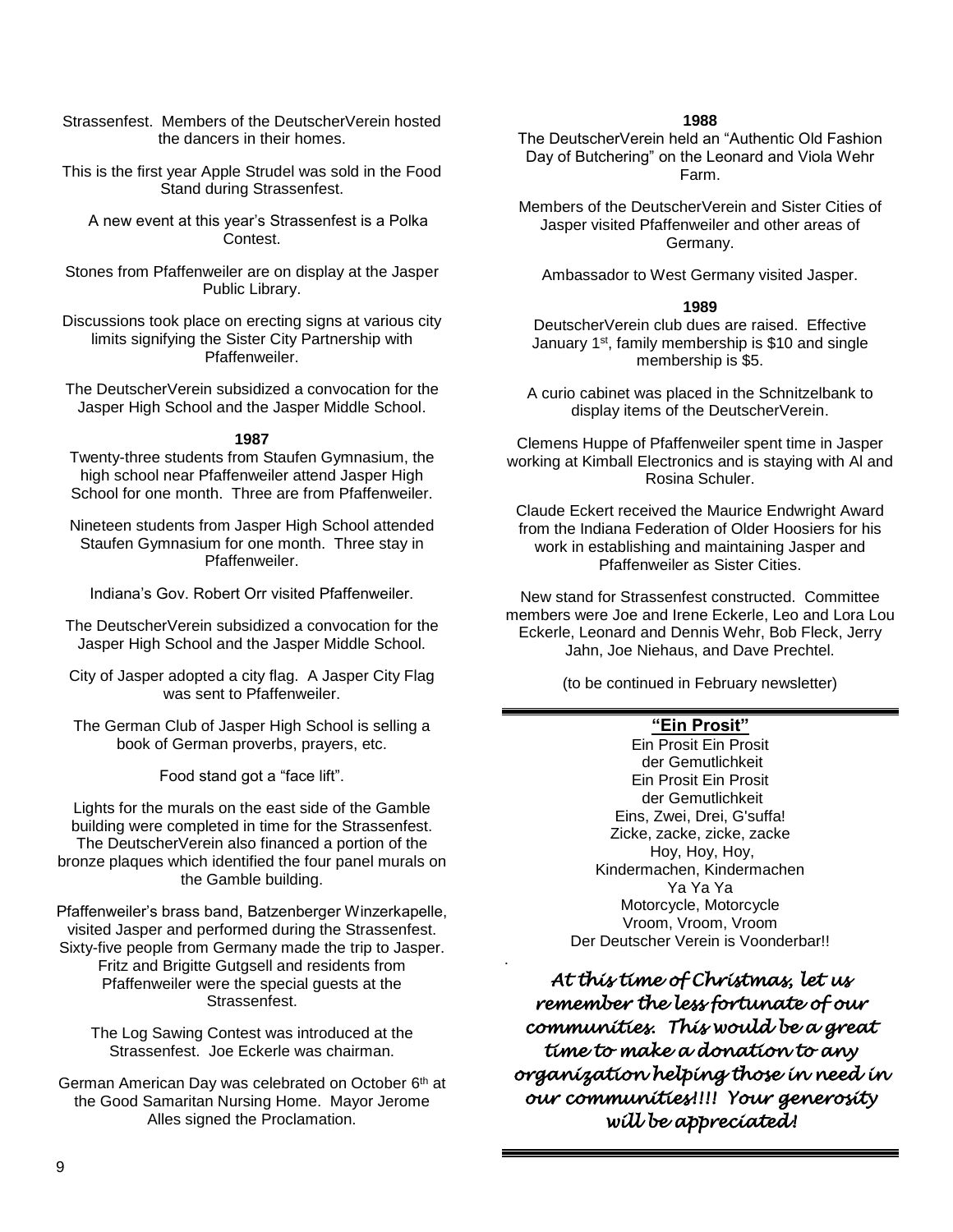Strassenfest. Members of the DeutscherVerein hosted the dancers in their homes.

This is the first year Apple Strudel was sold in the Food Stand during Strassenfest.

A new event at this year's Strassenfest is a Polka Contest.

Stones from Pfaffenweiler are on display at the Jasper Public Library.

Discussions took place on erecting signs at various city limits signifying the Sister City Partnership with Pfaffenweiler.

The DeutscherVerein subsidized a convocation for the Jasper High School and the Jasper Middle School.

**1987**

Twenty-three students from Staufen Gymnasium, the high school near Pfaffenweiler attend Jasper High School for one month. Three are from Pfaffenweiler.

Nineteen students from Jasper High School attended Staufen Gymnasium for one month. Three stay in Pfaffenweiler.

Indiana's Gov. Robert Orr visited Pfaffenweiler.

The DeutscherVerein subsidized a convocation for the Jasper High School and the Jasper Middle School.

City of Jasper adopted a city flag. A Jasper City Flag was sent to Pfaffenweiler.

The German Club of Jasper High School is selling a book of German proverbs, prayers, etc.

Food stand got a "face lift".

Lights for the murals on the east side of the Gamble building were completed in time for the Strassenfest. The DeutscherVerein also financed a portion of the bronze plaques which identified the four panel murals on the Gamble building.

Pfaffenweiler's brass band, Batzenberger Winzerkapelle, visited Jasper and performed during the Strassenfest. Sixty-five people from Germany made the trip to Jasper. Fritz and Brigitte Gutgsell and residents from Pfaffenweiler were the special guests at the Strassenfest.

The Log Sawing Contest was introduced at the Strassenfest. Joe Eckerle was chairman.

German American Day was celebrated on October 6th at the Good Samaritan Nursing Home. Mayor Jerome Alles signed the Proclamation.

**1988**

The DeutscherVerein held an "Authentic Old Fashion Day of Butchering" on the Leonard and Viola Wehr Farm.

Members of the DeutscherVerein and Sister Cities of Jasper visited Pfaffenweiler and other areas of Germany.

Ambassador to West Germany visited Jasper.

**1989**

DeutscherVerein club dues are raised. Effective January 1st, family membership is $10 and single membership is $5.

A curio cabinet was placed in the Schnitzelbank to display items of the DeutscherVerein.

Clemens Huppe of Pfaffenweiler spent time in Jasper working at Kimball Electronics and is staying with Al and Rosina Schuler.

Claude Eckert received the Maurice Endwright Award from the Indiana Federation of Older Hoosiers for his work in establishing and maintaining Jasper and Pfaffenweiler as Sister Cities.

New stand for Strassenfest constructed. Committee members were Joe and Irene Eckerle, Leo and Lora Lou Eckerle, Leonard and Dennis Wehr, Bob Fleck, Jerry Jahn, Joe Niehaus, and Dave Prechtel.

(to be continued in February newsletter)

---

## "Ein Prosit"

Ein Prosit Ein Prosit  
der Gemutlichkeit  
Ein Prosit Ein Prosit  
der Gemutlichkeit  
Eins, Zwei, Drei, G'suffa!  
Zicke, zacke, zicke, zacke  
Hoy, Hoy, Hoy,  
Kindermachen, Kindermachen  
Ya Ya Ya  
Motorcycle, Motorcycle  
Vroom, Vroom, Vroom  
Der Deutscher Verein is Voonderbar!!

*At this time of Christmas, let us remember the less fortunate of our communities. This would be a great time to make a donation to any organization helping those in need in our communities!!!! Your generosity will be appreciated!*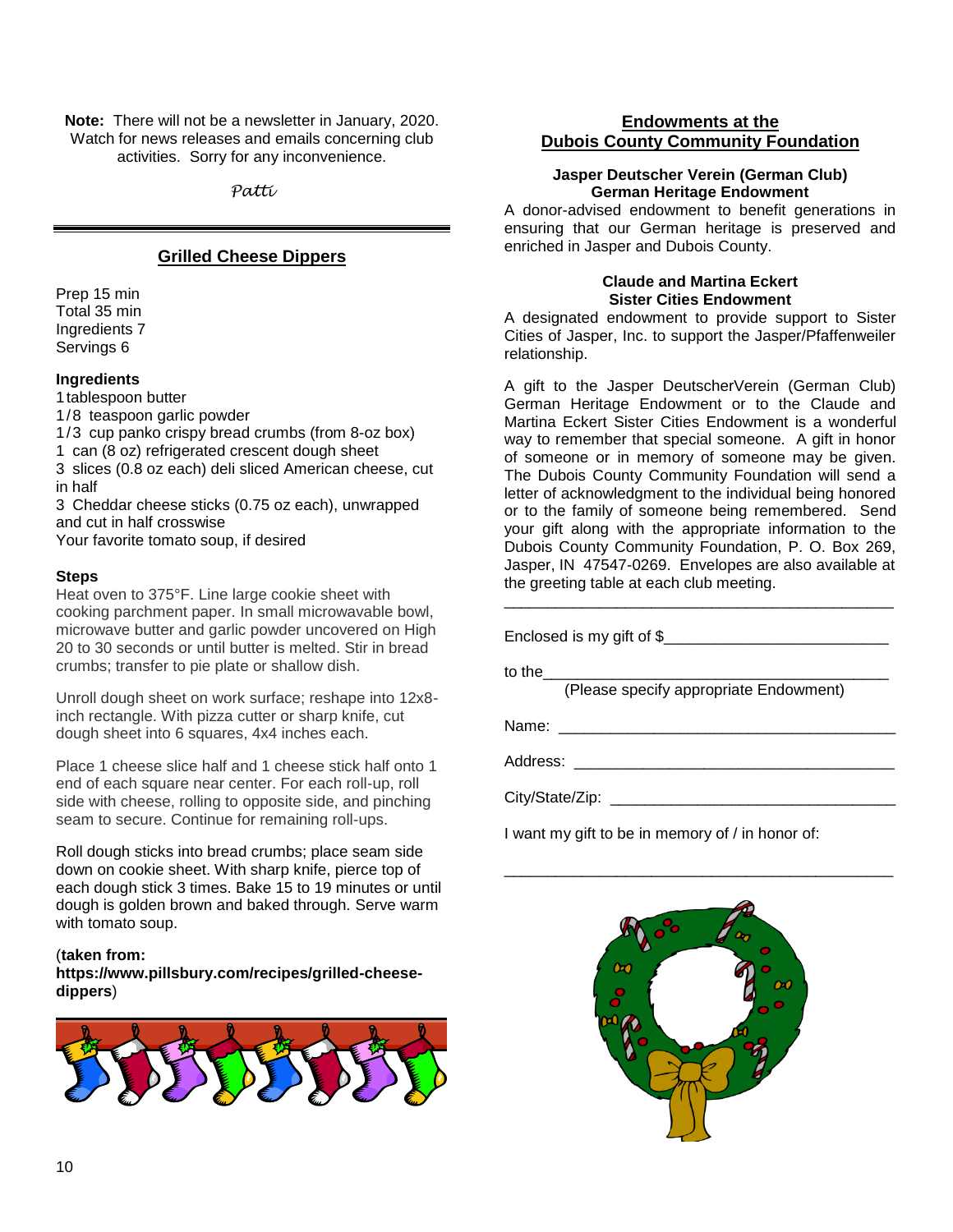**Note:** There will not be a newsletter in January, 2020. Watch for news releases and emails concerning club activities. Sorry for any inconvenience.

*Patti*

---

## Grilled Cheese Dippers

Prep 15 min
Total 35 min
Ingredients 7
Servings 6

**Ingredients**

1 tablespoon butter
1/8 teaspoon garlic powder
1/3 cup panko crispy bread crumbs (from 8-oz box)
1 can (8 oz) refrigerated crescent dough sheet
3 slices (0.8 oz each) deli sliced American cheese, cut in half
3 Cheddar cheese sticks (0.75 oz each), unwrapped and cut in half crosswise
Your favorite tomato soup, if desired

**Steps**

Heat oven to 375°F. Line large cookie sheet with cooking parchment paper. In small microwavable bowl, microwave butter and garlic powder uncovered on High 20 to 30 seconds or until butter is melted. Stir in bread crumbs; transfer to pie plate or shallow dish.

Unroll dough sheet on work surface; reshape into 12x8-inch rectangle. With pizza cutter or sharp knife, cut dough sheet into 6 squares, 4x4 inches each.

Place 1 cheese slice half and 1 cheese stick half onto 1 end of each square near center. For each roll-up, roll side with cheese, rolling to opposite side, and pinching seam to secure. Continue for remaining roll-ups.

Roll dough sticks into bread crumbs; place seam side down on cookie sheet. With sharp knife, pierce top of each dough stick 3 times. Bake 15 to 19 minutes or until dough is golden brown and baked through. Serve warm with tomato soup.

(**taken from: https://www.pillsbury.com/recipes/grilled-cheese-dippers**)

## Endowments at the Dubois County Community Foundation

**Jasper Deutscher Verein (German Club)
German Heritage Endowment**

A donor-advised endowment to benefit generations in ensuring that our German heritage is preserved and enriched in Jasper and Dubois County.

**Claude and Martina Eckert
Sister Cities Endowment**

A designated endowment to provide support to Sister Cities of Jasper, Inc. to support the Jasper/Pfaffenweiler relationship.

A gift to the Jasper DeutscherVerein (German Club) German Heritage Endowment or to the Claude and Martina Eckert Sister Cities Endowment is a wonderful way to remember that special someone. A gift in honor of someone or in memory of someone may be given. The Dubois County Community Foundation will send a letter of acknowledgment to the individual being honored or to the family of someone being remembered. Send your gift along with the appropriate information to the Dubois County Community Foundation, P. O. Box 269, Jasper, IN 47547-0269. Envelopes are also available at the greeting table at each club meeting.

---

Enclosed is my gift of $__________________________

to the________________________________________
(Please specify appropriate Endowment)

Name: ________________________________________

Address: ______________________________________

City/State/Zip: _________________________________

I want my gift to be in memory of / in honor of:

______________________________________________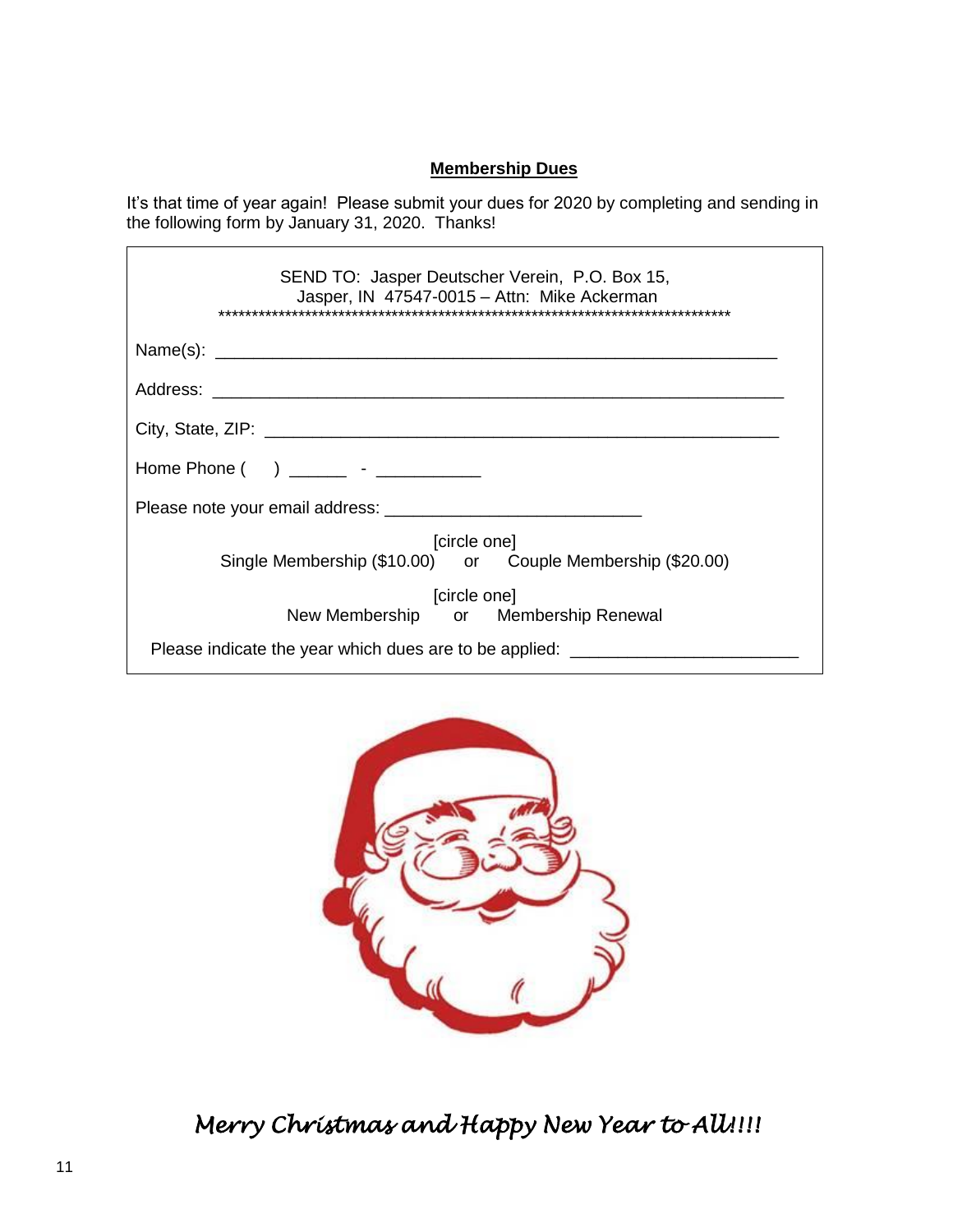## **Membership Dues**

It's that time of year again! Please submit your dues for 2020 by completing and sending in the following form by January 31, 2020. Thanks!

SEND TO: Jasper Deutscher Verein, P.O. Box 15,
Jasper, IN 47547-0015 – Attn: Mike Ackerman

*******************************************************************************

Name(s): ___________________________________________________________

Address: ____________________________________________________________

City, State, ZIP: _______________________________________________________

Home Phone (    ) ______ - ___________

Please note your email address: ___________________________

[circle one]
Single Membership ($10.00)    or    Couple Membership ($20.00)

[circle one]
New Membership    or    Membership Renewal

Please indicate the year which dues are to be applied: _______________________

*Merry Christmas and Happy New Year to All!!!!*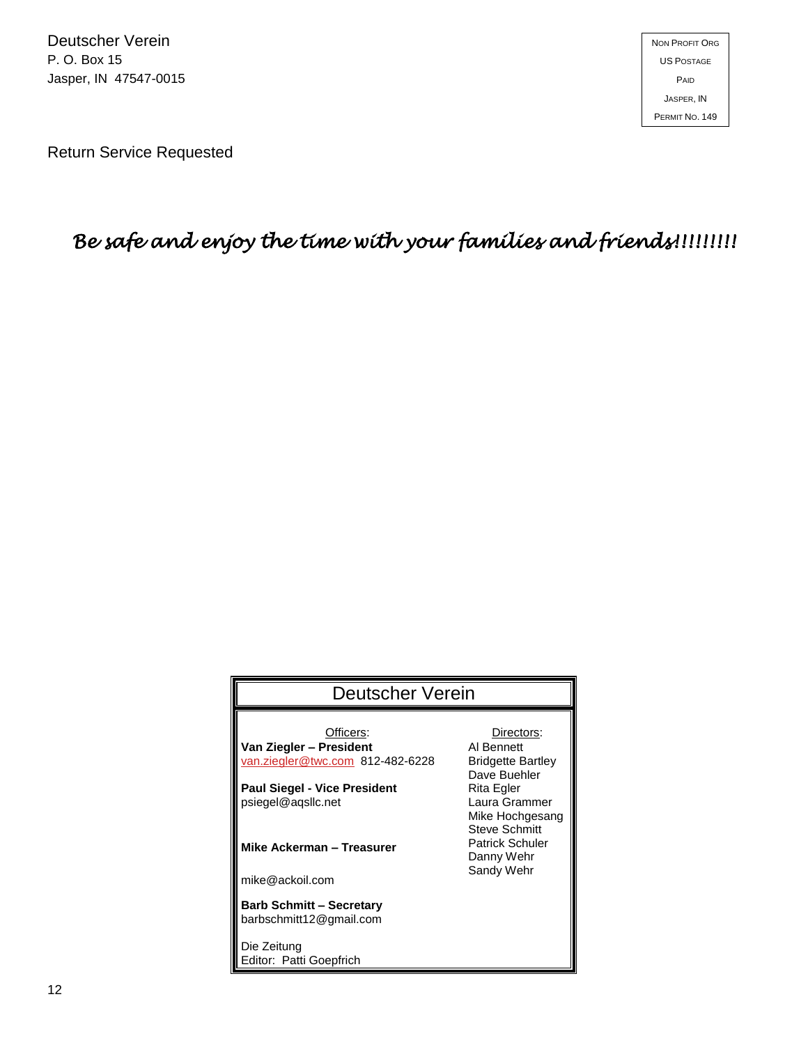Deutscher Verein
P. O. Box 15
Jasper, IN 47547-0015

NON PROFIT ORG
US POSTAGE
PAID
JASPER, IN
PERMIT NO. 149

Return Service Requested

*Be safe and enjoy the time with your families and friends!!!!!!!!*

## Deutscher Verein

Officers:

**Van Ziegler – President**
van.ziegler@twc.com 812-482-6228

**Paul Siegel - Vice President**
psiegel@aqsllc.net

**Mike Ackerman – Treasurer**
mike@ackoil.com

**Barb Schmitt – Secretary**
barbschmitt12@gmail.com

Die Zeitung
Editor: Patti Goepfrich

Directors:

Al Bennett
Bridgette Bartley
Dave Buehler
Rita Egler
Laura Grammer
Mike Hochgesang
Steve Schmitt
Patrick Schuler
Danny Wehr
Sandy Wehr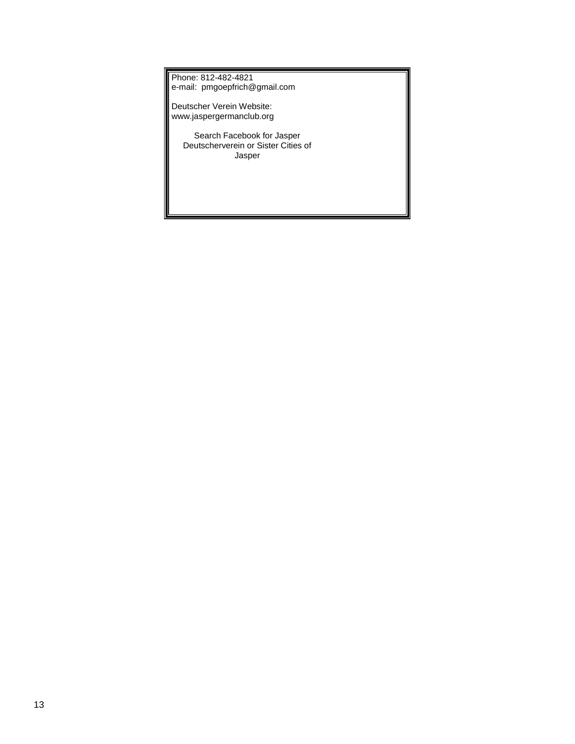Phone: 812-482-4821
e-mail: pmgoepfrich@gmail.com

Deutscher Verein Website:
www.jaspergermanclub.org

Search Facebook for Jasper Deutscherverein or Sister Cities of Jasper